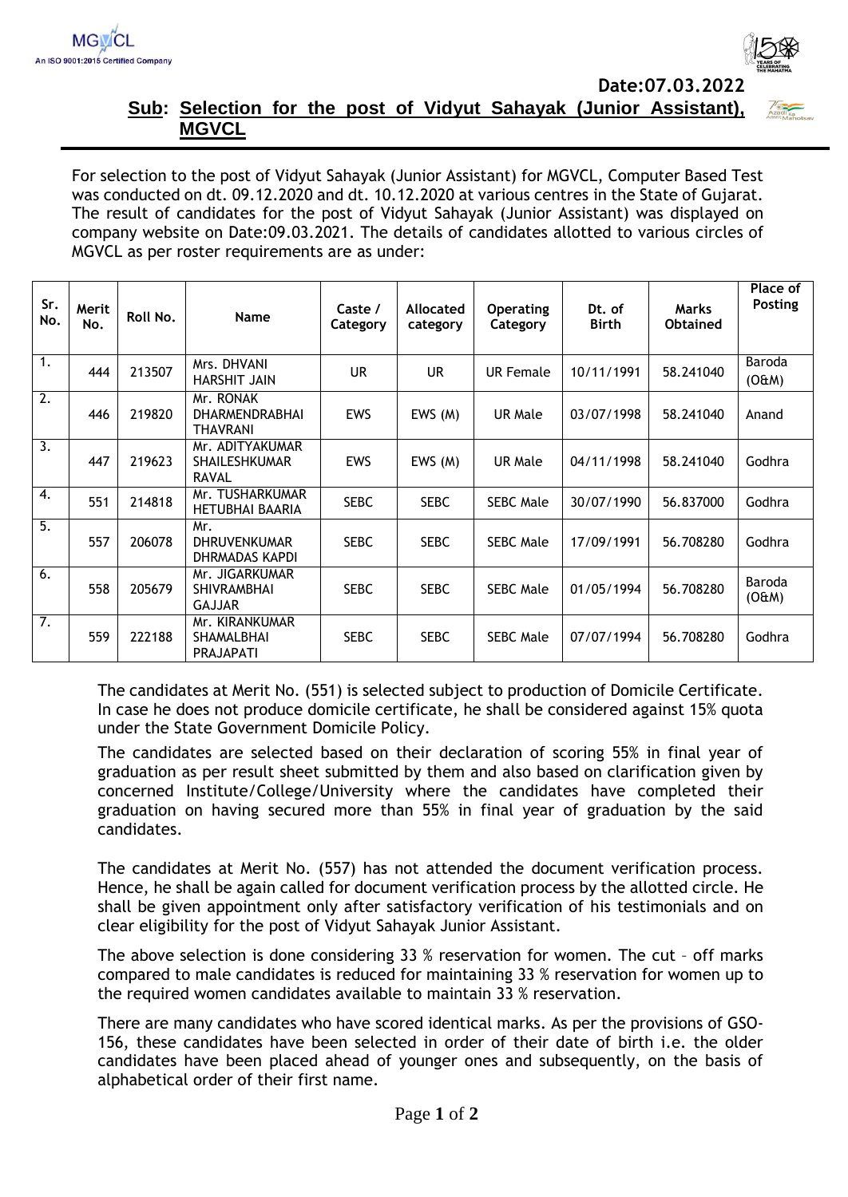MGVCL
An ISO 9001:2015 Certified Company

Date:07.03.2022

**Sub: Selection for the post of Vidyut Sahayak (Junior Assistant), MGVCL**

For selection to the post of Vidyut Sahayak (Junior Assistant) for MGVCL, Computer Based Test was conducted on dt. 09.12.2020 and dt. 10.12.2020 at various centres in the State of Gujarat. The result of candidates for the post of Vidyut Sahayak (Junior Assistant) was displayed on company website on Date:09.03.2021. The details of candidates allotted to various circles of MGVCL as per roster requirements are as under:

| Sr. No. | Merit No. | Roll No. | Name | Caste / Category | Allocated category | Operating Category | Dt. of Birth | Marks Obtained | Place of Posting |
|---|---|---|---|---|---|---|---|---|---|
| 1. | 444 | 213507 | Mrs. DHVANI HARSHIT JAIN | UR | UR | UR Female | 10/11/1991 | 58.241040 | Baroda (O&M) |
| 2. | 446 | 219820 | Mr. RONAK DHARMENDRABHAI THAVRANI | EWS | EWS (M) | UR Male | 03/07/1998 | 58.241040 | Anand |
| 3. | 447 | 219623 | Mr. ADITYAKUMAR SHAILESHKUMAR RAVAL | EWS | EWS (M) | UR Male | 04/11/1998 | 58.241040 | Godhra |
| 4. | 551 | 214818 | Mr. TUSHARKUMAR HETUBHAI BAARIA | SEBC | SEBC | SEBC Male | 30/07/1990 | 56.837000 | Godhra |
| 5. | 557 | 206078 | Mr. DHRUVENKUMAR DHRMADAS KAPDI | SEBC | SEBC | SEBC Male | 17/09/1991 | 56.708280 | Godhra |
| 6. | 558 | 205679 | Mr. JIGARKUMAR SHIVRAMBHAI GAJJAR | SEBC | SEBC | SEBC Male | 01/05/1994 | 56.708280 | Baroda (O&M) |
| 7. | 559 | 222188 | Mr. KIRANKUMAR SHAMALBHAI PRAJAPATI | SEBC | SEBC | SEBC Male | 07/07/1994 | 56.708280 | Godhra |

The candidates at Merit No. (551) is selected subject to production of Domicile Certificate. In case he does not produce domicile certificate, he shall be considered against 15% quota under the State Government Domicile Policy.

The candidates are selected based on their declaration of scoring 55% in final year of graduation as per result sheet submitted by them and also based on clarification given by concerned Institute/College/University where the candidates have completed their graduation on having secured more than 55% in final year of graduation by the said candidates.

The candidates at Merit No. (557) has not attended the document verification process. Hence, he shall be again called for document verification process by the allotted circle. He shall be given appointment only after satisfactory verification of his testimonials and on clear eligibility for the post of Vidyut Sahayak Junior Assistant.

The above selection is done considering 33 % reservation for women. The cut – off marks compared to male candidates is reduced for maintaining 33 % reservation for women up to the required women candidates available to maintain 33 % reservation.

There are many candidates who have scored identical marks. As per the provisions of GSO-156, these candidates have been selected in order of their date of birth i.e. the older candidates have been placed ahead of younger ones and subsequently, on the basis of alphabetical order of their first name.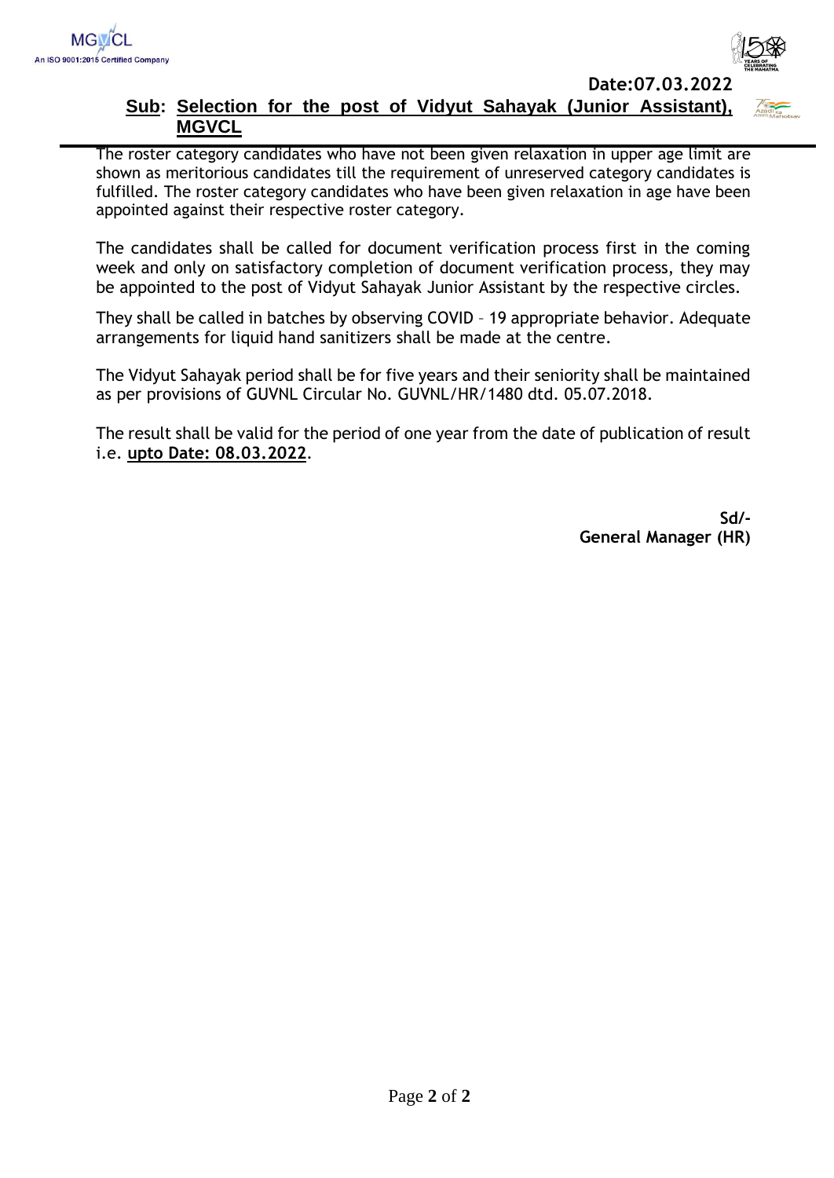**Date:07.03.2022**

**Sub: Selection for the post of Vidyut Sahayak (Junior Assistant), MGVCL**

The roster category candidates who have not been given relaxation in upper age limit are shown as meritorious candidates till the requirement of unreserved category candidates is fulfilled. The roster category candidates who have been given relaxation in age have been appointed against their respective roster category.

The candidates shall be called for document verification process first in the coming week and only on satisfactory completion of document verification process, they may be appointed to the post of Vidyut Sahayak Junior Assistant by the respective circles.

They shall be called in batches by observing COVID – 19 appropriate behavior. Adequate arrangements for liquid hand sanitizers shall be made at the centre.

The Vidyut Sahayak period shall be for five years and their seniority shall be maintained as per provisions of GUVNL Circular No. GUVNL/HR/1480 dtd. 05.07.2018.

The result shall be valid for the period of one year from the date of publication of result i.e. **upto Date: 08.03.2022**.

**Sd/-**
**General Manager (HR)**